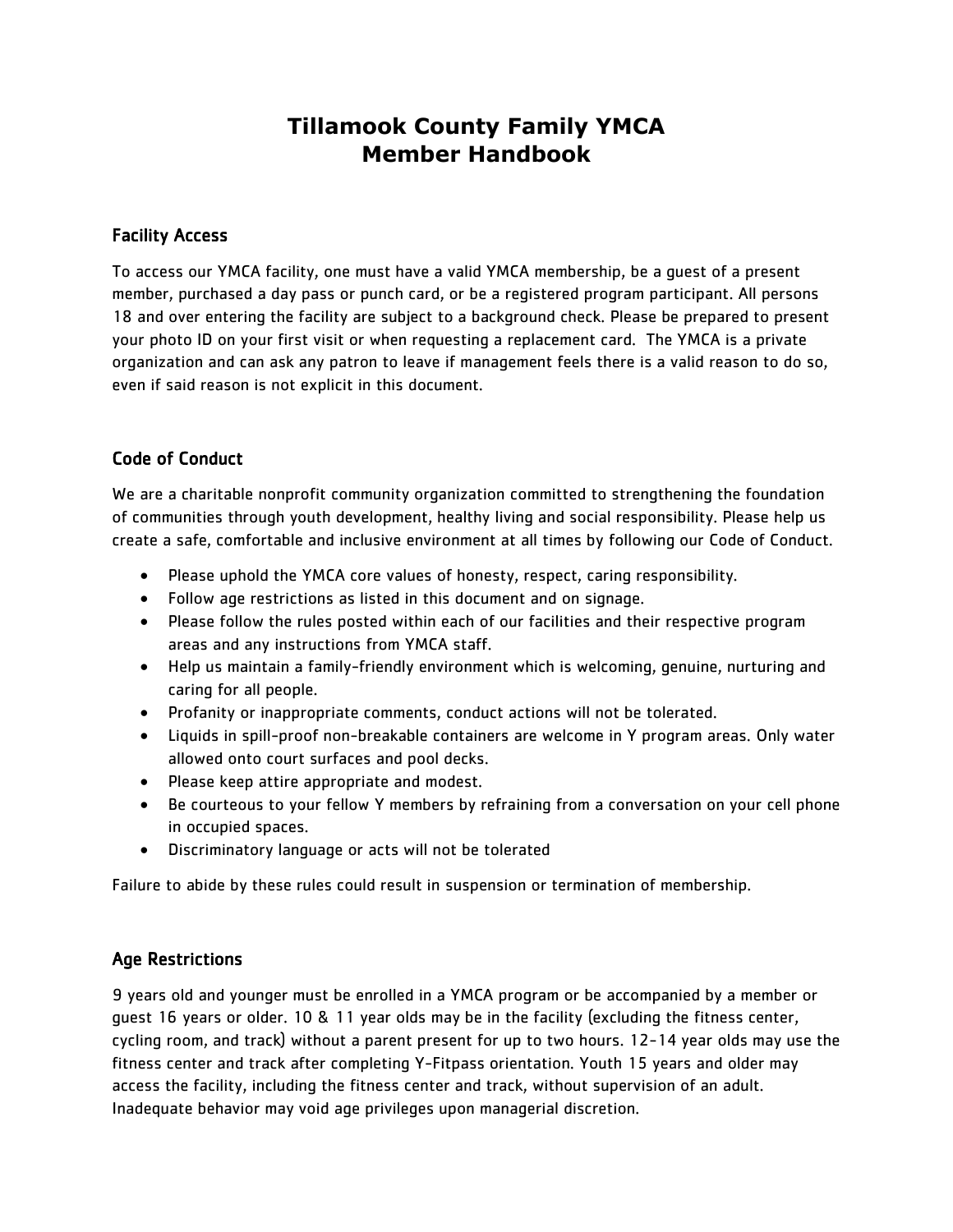# Tillamook County Family YMCA
# Member Handbook

## Facility Access

To access our YMCA facility, one must have a valid YMCA membership, be a guest of a present member, purchased a day pass or punch card, or be a registered program participant. All persons 18 and over entering the facility are subject to a background check. Please be prepared to present your photo ID on your first visit or when requesting a replacement card. The YMCA is a private organization and can ask any patron to leave if management feels there is a valid reason to do so, even if said reason is not explicit in this document.

## Code of Conduct

We are a charitable nonprofit community organization committed to strengthening the foundation of communities through youth development, healthy living and social responsibility. Please help us create a safe, comfortable and inclusive environment at all times by following our Code of Conduct.

- Please uphold the YMCA core values of honesty, respect, caring responsibility.
- Follow age restrictions as listed in this document and on signage.
- Please follow the rules posted within each of our facilities and their respective program areas and any instructions from YMCA staff.
- Help us maintain a family-friendly environment which is welcoming, genuine, nurturing and caring for all people.
- Profanity or inappropriate comments, conduct actions will not be tolerated.
- Liquids in spill-proof non-breakable containers are welcome in Y program areas. Only water allowed onto court surfaces and pool decks.
- Please keep attire appropriate and modest.
- Be courteous to your fellow Y members by refraining from a conversation on your cell phone in occupied spaces.
- Discriminatory language or acts will not be tolerated

Failure to abide by these rules could result in suspension or termination of membership.

## Age Restrictions

9 years old and younger must be enrolled in a YMCA program or be accompanied by a member or guest 16 years or older. 10 & 11 year olds may be in the facility (excluding the fitness center, cycling room, and track) without a parent present for up to two hours. 12-14 year olds may use the fitness center and track after completing Y-Fitpass orientation. Youth 15 years and older may access the facility, including the fitness center and track, without supervision of an adult. Inadequate behavior may void age privileges upon managerial discretion.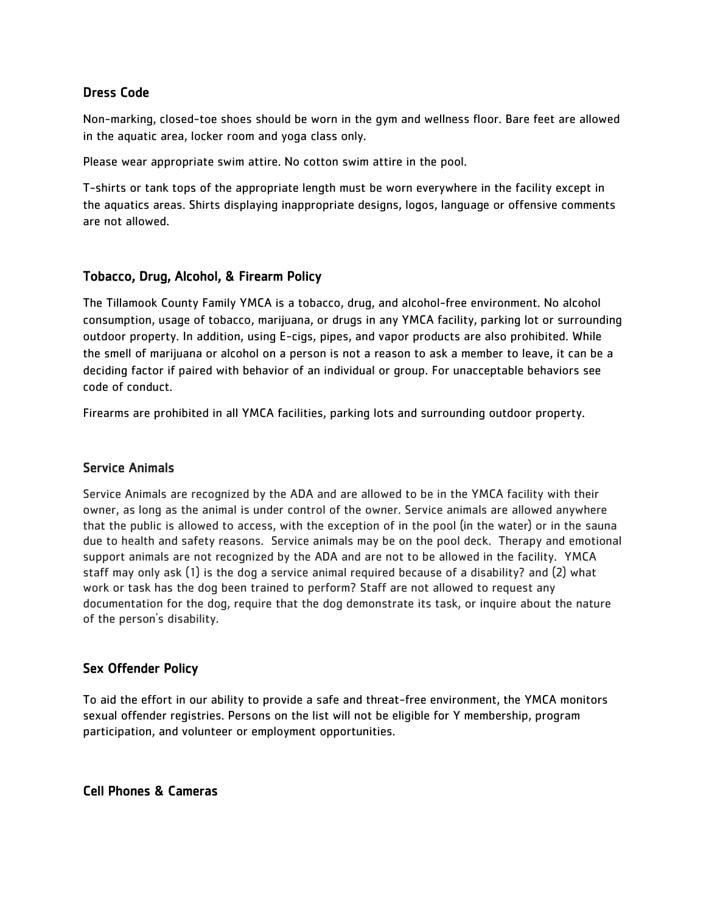## Dress Code

Non-marking, closed-toe shoes should be worn in the gym and wellness floor. Bare feet are allowed in the aquatic area, locker room and yoga class only.

Please wear appropriate swim attire. No cotton swim attire in the pool.

T-shirts or tank tops of the appropriate length must be worn everywhere in the facility except in the aquatics areas. Shirts displaying inappropriate designs, logos, language or offensive comments are not allowed.

## Tobacco, Drug, Alcohol, & Firearm Policy

The Tillamook County Family YMCA is a tobacco, drug, and alcohol-free environment. No alcohol consumption, usage of tobacco, marijuana, or drugs in any YMCA facility, parking lot or surrounding outdoor property. In addition, using E-cigs, pipes, and vapor products are also prohibited. While the smell of marijuana or alcohol on a person is not a reason to ask a member to leave, it can be a deciding factor if paired with behavior of an individual or group. For unacceptable behaviors see code of conduct.

Firearms are prohibited in all YMCA facilities, parking lots and surrounding outdoor property.

## Service Animals

Service Animals are recognized by the ADA and are allowed to be in the YMCA facility with their owner, as long as the animal is under control of the owner. Service animals are allowed anywhere that the public is allowed to access, with the exception of in the pool (in the water) or in the sauna due to health and safety reasons. Service animals may be on the pool deck. Therapy and emotional support animals are not recognized by the ADA and are not to be allowed in the facility. YMCA staff may only ask (1) is the dog a service animal required because of a disability? and (2) what work or task has the dog been trained to perform? Staff are not allowed to request any documentation for the dog, require that the dog demonstrate its task, or inquire about the nature of the person's disability.

## Sex Offender Policy

To aid the effort in our ability to provide a safe and threat-free environment, the YMCA monitors sexual offender registries. Persons on the list will not be eligible for Y membership, program participation, and volunteer or employment opportunities.

## Cell Phones & Cameras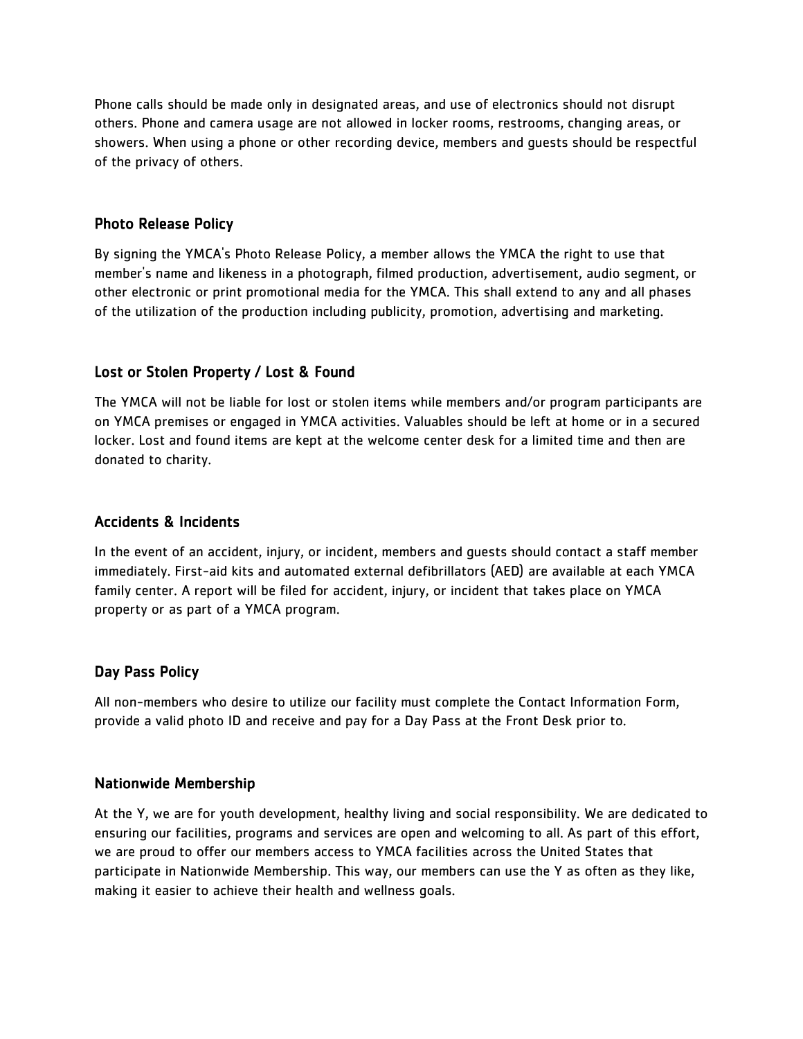Phone calls should be made only in designated areas, and use of electronics should not disrupt others. Phone and camera usage are not allowed in locker rooms, restrooms, changing areas, or showers. When using a phone or other recording device, members and guests should be respectful of the privacy of others.

## Photo Release Policy

By signing the YMCA's Photo Release Policy, a member allows the YMCA the right to use that member's name and likeness in a photograph, filmed production, advertisement, audio segment, or other electronic or print promotional media for the YMCA. This shall extend to any and all phases of the utilization of the production including publicity, promotion, advertising and marketing.

## Lost or Stolen Property / Lost & Found

The YMCA will not be liable for lost or stolen items while members and/or program participants are on YMCA premises or engaged in YMCA activities. Valuables should be left at home or in a secured locker. Lost and found items are kept at the welcome center desk for a limited time and then are donated to charity.

## Accidents & Incidents

In the event of an accident, injury, or incident, members and guests should contact a staff member immediately. First-aid kits and automated external defibrillators (AED) are available at each YMCA family center. A report will be filed for accident, injury, or incident that takes place on YMCA property or as part of a YMCA program.

## Day Pass Policy

All non-members who desire to utilize our facility must complete the Contact Information Form, provide a valid photo ID and receive and pay for a Day Pass at the Front Desk prior to.

## Nationwide Membership

At the Y, we are for youth development, healthy living and social responsibility. We are dedicated to ensuring our facilities, programs and services are open and welcoming to all. As part of this effort, we are proud to offer our members access to YMCA facilities across the United States that participate in Nationwide Membership. This way, our members can use the Y as often as they like, making it easier to achieve their health and wellness goals.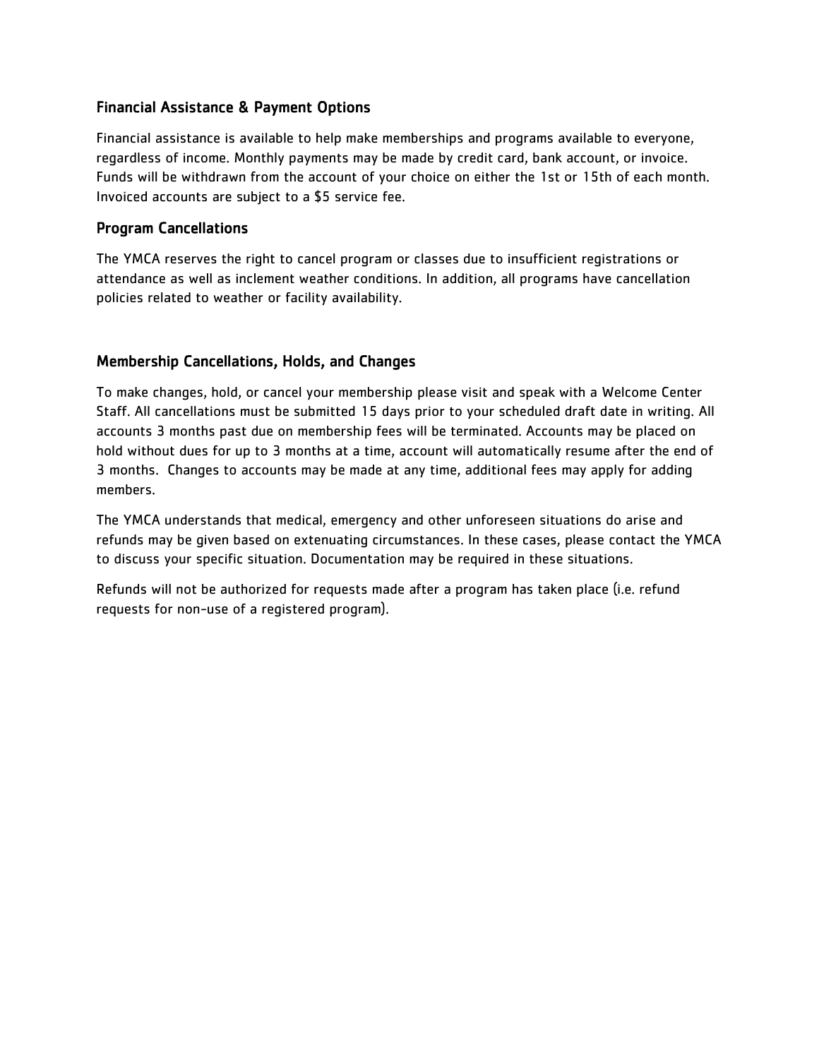## Financial Assistance & Payment Options

Financial assistance is available to help make memberships and programs available to everyone, regardless of income. Monthly payments may be made by credit card, bank account, or invoice. Funds will be withdrawn from the account of your choice on either the 1st or 15th of each month. Invoiced accounts are subject to a $5 service fee.

## Program Cancellations

The YMCA reserves the right to cancel program or classes due to insufficient registrations or attendance as well as inclement weather conditions. In addition, all programs have cancellation policies related to weather or facility availability.

## Membership Cancellations, Holds, and Changes

To make changes, hold, or cancel your membership please visit and speak with a Welcome Center Staff. All cancellations must be submitted 15 days prior to your scheduled draft date in writing. All accounts 3 months past due on membership fees will be terminated. Accounts may be placed on hold without dues for up to 3 months at a time, account will automatically resume after the end of 3 months. Changes to accounts may be made at any time, additional fees may apply for adding members.

The YMCA understands that medical, emergency and other unforeseen situations do arise and refunds may be given based on extenuating circumstances. In these cases, please contact the YMCA to discuss your specific situation. Documentation may be required in these situations.

Refunds will not be authorized for requests made after a program has taken place (i.e. refund requests for non-use of a registered program).